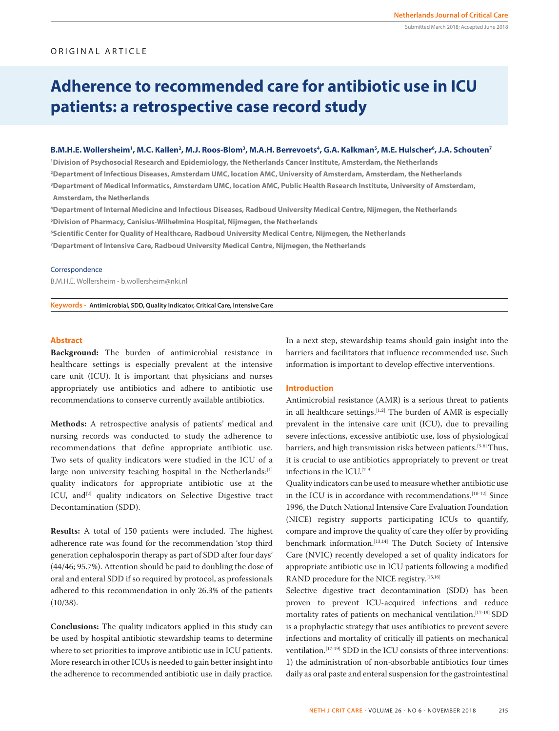ORIGINAL ARTICLE

# Adherence to recommended care for antibiotic use in ICU patients: a retrospective case record study

**B.M.H.E. Wollersheim[1], M.C. Kallen[2], M.J. Roos-Blom[3], M.A.H. Berrevoets[4], G.A. Kalkman[5], M.E. Hulscher[6], J.A. Schouten[7]**

[1]Division of Psychosocial Research and Epidemiology, the Netherlands Cancer Institute, Amsterdam, the Netherlands
[2]Department of Infectious Diseases, Amsterdam UMC, location AMC, University of Amsterdam, Amsterdam, the Netherlands
[3]Department of Medical Informatics, Amsterdam UMC, location AMC, Public Health Research Institute, University of Amsterdam, Amsterdam, the Netherlands
[4]Department of Internal Medicine and Infectious Diseases, Radboud University Medical Centre, Nijmegen, the Netherlands
[5]Division of Pharmacy, Canisius-Wilhelmina Hospital, Nijmegen, the Netherlands
[6]Scientific Center for Quality of Healthcare, Radboud University Medical Centre, Nijmegen, the Netherlands
[7]Department of Intensive Care, Radboud University Medical Centre, Nijmegen, the Netherlands

Correspondence

B.M.H.E. Wollersheim - b.wollersheim@nki.nl

**Keywords -** Antimicrobial, SDD, Quality Indicator, Critical Care, Intensive Care

## Abstract

**Background:** The burden of antimicrobial resistance in healthcare settings is especially prevalent at the intensive care unit (ICU). It is important that physicians and nurses appropriately use antibiotics and adhere to antibiotic use recommendations to conserve currently available antibiotics.

**Methods:** A retrospective analysis of patients' medical and nursing records was conducted to study the adherence to recommendations that define appropriate antibiotic use. Two sets of quality indicators were studied in the ICU of a large non university teaching hospital in the Netherlands:[1] quality indicators for appropriate antibiotic use at the ICU, and[2] quality indicators on Selective Digestive tract Decontamination (SDD).

**Results:** A total of 150 patients were included. The highest adherence rate was found for the recommendation 'stop third generation cephalosporin therapy as part of SDD after four days' (44/46; 95.7%). Attention should be paid to doubling the dose of oral and enteral SDD if so required by protocol, as professionals adhered to this recommendation in only 26.3% of the patients (10/38).

**Conclusions:** The quality indicators applied in this study can be used by hospital antibiotic stewardship teams to determine where to set priorities to improve antibiotic use in ICU patients. More research in other ICUs is needed to gain better insight into the adherence to recommended antibiotic use in daily practice. In a next step, stewardship teams should gain insight into the barriers and facilitators that influence recommended use. Such information is important to develop effective interventions.

## Introduction

Antimicrobial resistance (AMR) is a serious threat to patients in all healthcare settings.[1,2] The burden of AMR is especially prevalent in the intensive care unit (ICU), due to prevailing severe infections, excessive antibiotic use, loss of physiological barriers, and high transmission risks between patients.[3-6] Thus, it is crucial to use antibiotics appropriately to prevent or treat infections in the ICU.[7-9]

Quality indicators can be used to measure whether antibiotic use in the ICU is in accordance with recommendations.[10-12] Since 1996, the Dutch National Intensive Care Evaluation Foundation (NICE) registry supports participating ICUs to quantify, compare and improve the quality of care they offer by providing benchmark information.[13,14] The Dutch Society of Intensive Care (NVIC) recently developed a set of quality indicators for appropriate antibiotic use in ICU patients following a modified RAND procedure for the NICE registry.[15,16]

Selective digestive tract decontamination (SDD) has been proven to prevent ICU-acquired infections and reduce mortality rates of patients on mechanical ventilation.[17-19] SDD is a prophylactic strategy that uses antibiotics to prevent severe infections and mortality of critically ill patients on mechanical ventilation.[17-19] SDD in the ICU consists of three interventions: 1) the administration of non-absorbable antibiotics four times daily as oral paste and enteral suspension for the gastrointestinal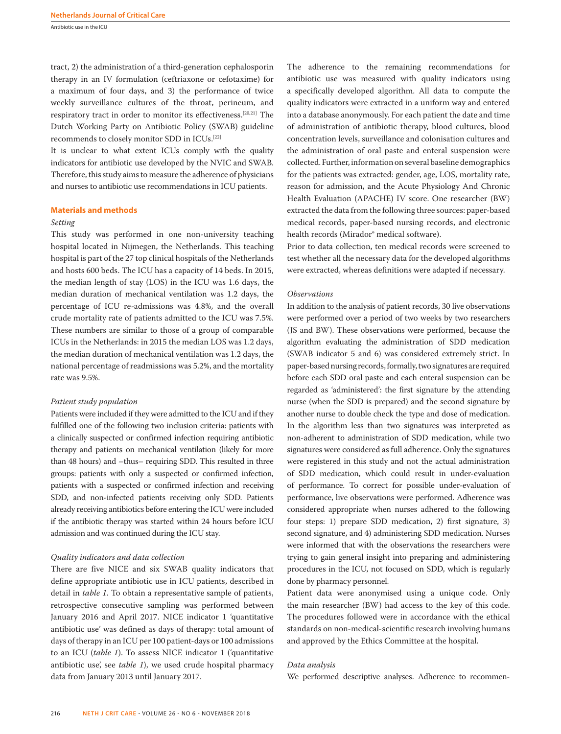tract, 2) the administration of a third-generation cephalosporin therapy in an IV formulation (ceftriaxone or cefotaxime) for a maximum of four days, and 3) the performance of twice weekly surveillance cultures of the throat, perineum, and respiratory tract in order to monitor its effectiveness.[20,21] The Dutch Working Party on Antibiotic Policy (SWAB) guideline recommends to closely monitor SDD in ICUs.[22]

It is unclear to what extent ICUs comply with the quality indicators for antibiotic use developed by the NVIC and SWAB. Therefore, this study aims to measure the adherence of physicians and nurses to antibiotic use recommendations in ICU patients.

## Materials and methods

### *Setting*

This study was performed in one non-university teaching hospital located in Nijmegen, the Netherlands. This teaching hospital is part of the 27 top clinical hospitals of the Netherlands and hosts 600 beds. The ICU has a capacity of 14 beds. In 2015, the median length of stay (LOS) in the ICU was 1.6 days, the median duration of mechanical ventilation was 1.2 days, the percentage of ICU re-admissions was 4.8%, and the overall crude mortality rate of patients admitted to the ICU was 7.5%. These numbers are similar to those of a group of comparable ICUs in the Netherlands: in 2015 the median LOS was 1.2 days, the median duration of mechanical ventilation was 1.2 days, the national percentage of readmissions was 5.2%, and the mortality rate was 9.5%.

### *Patient study population*

Patients were included if they were admitted to the ICU and if they fulfilled one of the following two inclusion criteria: patients with a clinically suspected or confirmed infection requiring antibiotic therapy and patients on mechanical ventilation (likely for more than 48 hours) and –thus– requiring SDD. This resulted in three groups: patients with only a suspected or confirmed infection, patients with a suspected or confirmed infection and receiving SDD, and non-infected patients receiving only SDD. Patients already receiving antibiotics before entering the ICU were included if the antibiotic therapy was started within 24 hours before ICU admission and was continued during the ICU stay.

### *Quality indicators and data collection*

There are five NICE and six SWAB quality indicators that define appropriate antibiotic use in ICU patients, described in detail in *table 1*. To obtain a representative sample of patients, retrospective consecutive sampling was performed between January 2016 and April 2017. NICE indicator 1 'quantitative antibiotic use' was defined as days of therapy: total amount of days of therapy in an ICU per 100 patient-days or 100 admissions to an ICU (*table 1*). To assess NICE indicator 1 ('quantitative antibiotic use', see *table 1*), we used crude hospital pharmacy data from January 2013 until January 2017.

The adherence to the remaining recommendations for antibiotic use was measured with quality indicators using a specifically developed algorithm. All data to compute the quality indicators were extracted in a uniform way and entered into a database anonymously. For each patient the date and time of administration of antibiotic therapy, blood cultures, blood concentration levels, surveillance and colonisation cultures and the administration of oral paste and enteral suspension were collected. Further, information on several baseline demographics for the patients was extracted: gender, age, LOS, mortality rate, reason for admission, and the Acute Physiology And Chronic Health Evaluation (APACHE) IV score. One researcher (BW) extracted the data from the following three sources: paper-based medical records, paper-based nursing records, and electronic health records (Mirador® medical software).

Prior to data collection, ten medical records were screened to test whether all the necessary data for the developed algorithms were extracted, whereas definitions were adapted if necessary.

### *Observations*

In addition to the analysis of patient records, 30 live observations were performed over a period of two weeks by two researchers (JS and BW). These observations were performed, because the algorithm evaluating the administration of SDD medication (SWAB indicator 5 and 6) was considered extremely strict. In paper-based nursing records, formally, two signatures are required before each SDD oral paste and each enteral suspension can be regarded as 'administered': the first signature by the attending nurse (when the SDD is prepared) and the second signature by another nurse to double check the type and dose of medication. In the algorithm less than two signatures was interpreted as non-adherent to administration of SDD medication, while two signatures were considered as full adherence. Only the signatures were registered in this study and not the actual administration of SDD medication, which could result in under-evaluation of performance. To correct for possible under-evaluation of performance, live observations were performed. Adherence was considered appropriate when nurses adhered to the following four steps: 1) prepare SDD medication, 2) first signature, 3) second signature, and 4) administering SDD medication. Nurses were informed that with the observations the researchers were trying to gain general insight into preparing and administering procedures in the ICU, not focused on SDD, which is regularly done by pharmacy personnel.

Patient data were anonymised using a unique code. Only the main researcher (BW) had access to the key of this code. The procedures followed were in accordance with the ethical standards on non-medical-scientific research involving humans and approved by the Ethics Committee at the hospital.

### *Data analysis*

We performed descriptive analyses. Adherence to recommen-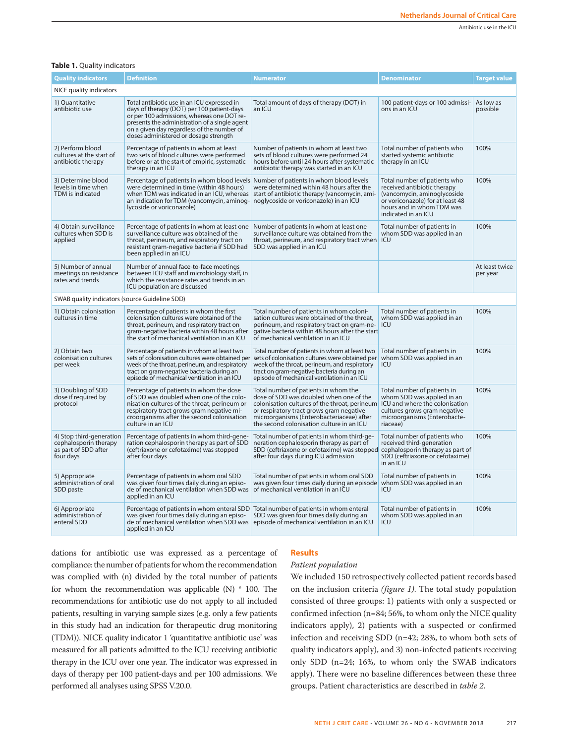**Table 1.** Quality indicators

| Quality indicators | Definition | Numerator | Denominator | Target value |
|---|---|---|---|---|
| NICE quality indicators | | | | |
| 1) Quantitative antibiotic use | Total antibiotic use in an ICU expressed in days of therapy (DOT) per 100 patient-days or per 100 admissions, whereas one DOT represents the administration of a single agent on a given day regardless of the number of doses administered or dosage strength | Total amount of days of therapy (DOT) in an ICU | 100 patient-days or 100 admissions in an ICU | As low as possible |
| 2) Perform blood cultures at the start of antibiotic therapy | Percentage of patients in whom at least two sets of blood cultures were performed before or at the start of empiric, systematic therapy in an ICU | Number of patients in whom at least two sets of blood cultures were performed 24 hours before until 24 hours after systematic antibiotic therapy was started in an ICU | Total number of patients who started systemic antibiotic therapy in an ICU | 100% |
| 3) Determine blood levels in time when TDM is indicated | Percentage of patients in whom blood levels were determined in time (within 48 hours) when TDM was indicated in an ICU, whereas an indication for TDM (vancomycin, aminoglycoside or voriconazole) | Number of patients in whom blood levels were determined within 48 hours after the start of antibiotic therapy (vancomycin, aminoglycoside or voriconazole) in an ICU | Total number of patients who received antibiotic therapy (vancomycin, aminoglycoside or voriconazole) for at least 48 hours and in whom TDM was indicated in an ICU | 100% |
| 4) Obtain surveillance cultures when SDD is applied | Percentage of patients in whom at least one surveillance culture was obtained of the throat, perineum, and respiratory tract on resistant gram-negative bacteria if SDD had been applied in an ICU | Number of patients in whom at least one surveillance culture was obtained from the throat, perineum, and respiratory tract when SDD was applied in an ICU | Total number of patients in whom SDD was applied in an ICU | 100% |
| 5) Number of annual meetings on resistance rates and trends | Number of annual face-to-face meetings between ICU staff and microbiology staff, in which the resistance rates and trends in an ICU population are discussed | | | At least twice per year |
| SWAB quality indicators (source Guideline SDD) | | | | |
| 1) Obtain colonisation cultures in time | Percentage of patients in whom the first colonisation cultures were obtained of the throat, perineum, and respiratory tract on gram-negative bacteria within 48 hours after the start of mechanical ventilation in an ICU | Total number of patients in whom colonisation cultures were obtained of the throat, perineum, and respiratory tract on gram-negative bacteria within 48 hours after the start of mechanical ventilation in an ICU | Total number of patients in whom SDD was applied in an ICU | 100% |
| 2) Obtain two colonisation cultures per week | Percentage of patients in whom at least two sets of colonisation cultures were obtained per week of the throat, perineum, and respiratory tract on gram-negative bacteria during an episode of mechanical ventilation in an ICU | Total number of patients in whom at least two sets of colonisation cultures were obtained per week of the throat, perineum, and respiratory tract on gram-negative bacteria during an episode of mechanical ventilation in an ICU | Total number of patients in whom SDD was applied in an ICU | 100% |
| 3) Doubling of SDD dose if required by protocol | Percentage of patients in whom the dose of SDD was doubled when one of the colonisation cultures of the throat, perineum or respiratory tract grows gram negative microorganisms after the second colonisation culture in an ICU | Total number of patients in whom the dose of SDD was doubled when one of the colonisation cultures of the throat, perineum or respiratory tract grows gram negative microorganisms (Enterobacteriaceae) after the second colonisation culture in an ICU | Total number of patients in whom SDD was applied in an ICU and where the colonisation cultures grows gram negative microorganisms (Enterobacteriaceae) | 100% |
| 4) Stop third-generation cephalosporin therapy as part of SDD after four days | Percentage of patients in whom third-generation cephalosporin therapy as part of SDD (ceftriaxone or cefotaxime) was stopped after four days | Total number of patients in whom third-generation cephalosporin therapy as part of SDD (ceftriaxone or cefotaxime) was stopped after four days during ICU admission | Total number of patients who received third-generation cephalosporin therapy as part of SDD (ceftriaxone or cefotaxime) in an ICU | 100% |
| 5) Appropriate administration of oral SDD paste | Percentage of patients in whom oral SDD was given four times daily during an episode of mechanical ventilation when SDD was applied in an ICU | Total number of patients in whom oral SDD was given four times daily during an episode of mechanical ventilation in an ICU | Total number of patients in whom SDD was applied in an ICU | 100% |
| 6) Appropriate administration of enteral SDD | Percentage of patients in whom enteral SDD was given four times daily during an episode of mechanical ventilation when SDD was applied in an ICU | Total number of patients in whom enteral SDD was given four times daily during an episode of mechanical ventilation in an ICU | Total number of patients in whom SDD was applied in an ICU | 100% |

dations for antibiotic use was expressed as a percentage of compliance: the number of patients for whom the recommendation was complied with (n) divided by the total number of patients for whom the recommendation was applicable (N) * 100. The recommendations for antibiotic use do not apply to all included patients, resulting in varying sample sizes (e.g. only a few patients in this study had an indication for therapeutic drug monitoring (TDM)). NICE quality indicator 1 'quantitative antibiotic use' was measured for all patients admitted to the ICU receiving antibiotic therapy in the ICU over one year. The indicator was expressed in days of therapy per 100 patient-days and per 100 admissions. We performed all analyses using SPSS V.20.0.

## Results

### *Patient population*

We included 150 retrospectively collected patient records based on the inclusion criteria *(figure 1)*. The total study population consisted of three groups: 1) patients with only a suspected or confirmed infection (n=84; 56%, to whom only the NICE quality indicators apply), 2) patients with a suspected or confirmed infection and receiving SDD (n=42; 28%, to whom both sets of quality indicators apply), and 3) non-infected patients receiving only SDD (n=24; 16%, to whom only the SWAB indicators apply). There were no baseline differences between these three groups. Patient characteristics are described in *table 2*.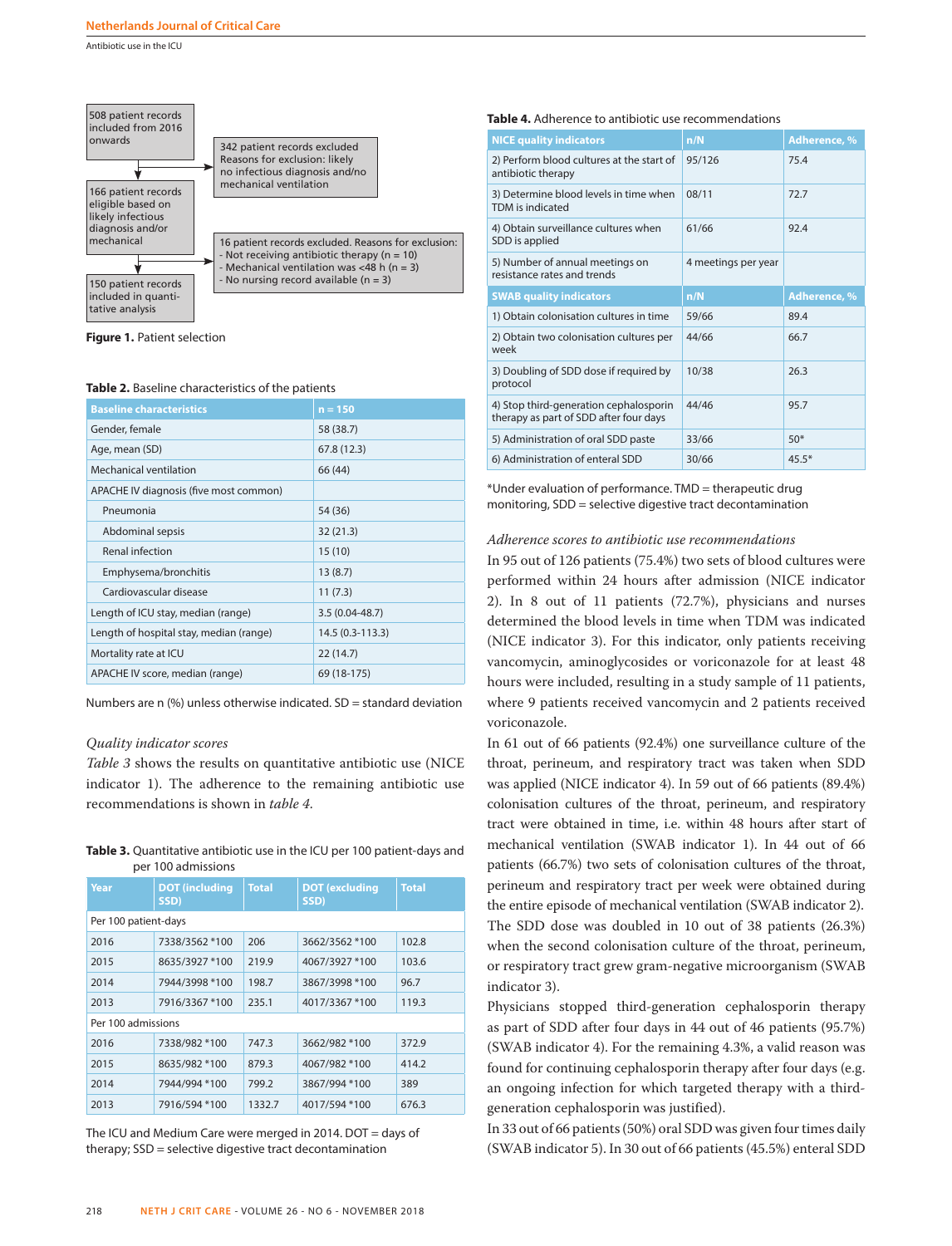508 patient records included from 2016 onwards

342 patient records excluded
Reasons for exclusion: likely no infectious diagnosis and/no mechanical ventilation

166 patient records eligible based on likely infectious diagnosis and/or mechanical

16 patient records excluded. Reasons for exclusion:
- Not receiving antibiotic therapy (n = 10)
- Mechanical ventilation was <48 h (n = 3)
- No nursing record available (n = 3)

150 patient records included in quantitative analysis

**Figure 1.** Patient selection

**Table 2.** Baseline characteristics of the patients

| Baseline characteristics | n = 150 |
|---|---|
| Gender, female | 58 (38.7) |
| Age, mean (SD) | 67.8 (12.3) |
| Mechanical ventilation | 66 (44) |
| APACHE IV diagnosis (five most common) | |
| Pneumonia | 54 (36) |
| Abdominal sepsis | 32 (21.3) |
| Renal infection | 15 (10) |
| Emphysema/bronchitis | 13 (8.7) |
| Cardiovascular disease | 11 (7.3) |
| Length of ICU stay, median (range) | 3.5 (0.04-48.7) |
| Length of hospital stay, median (range) | 14.5 (0.3-113.3) |
| Mortality rate at ICU | 22 (14.7) |
| APACHE IV score, median (range) | 69 (18-175) |

Numbers are n (%) unless otherwise indicated. SD = standard deviation

*Quality indicator scores*

*Table 3* shows the results on quantitative antibiotic use (NICE indicator 1). The adherence to the remaining antibiotic use recommendations is shown in *table 4.*

**Table 3.** Quantitative antibiotic use in the ICU per 100 patient-days and per 100 admissions

| Year | DOT (including SSD) | Total | DOT (excluding SSD) | Total |
|---|---|---|---|---|
| Per 100 patient-days | | | | |
| 2016 | 7338/3562 *100 | 206 | 3662/3562 *100 | 102.8 |
| 2015 | 8635/3927 *100 | 219.9 | 4067/3927 *100 | 103.6 |
| 2014 | 7944/3998 *100 | 198.7 | 3867/3998 *100 | 96.7 |
| 2013 | 7916/3367 *100 | 235.1 | 4017/3367 *100 | 119.3 |
| Per 100 admissions | | | | |
| 2016 | 7338/982 *100 | 747.3 | 3662/982 *100 | 372.9 |
| 2015 | 8635/982 *100 | 879.3 | 4067/982 *100 | 414.2 |
| 2014 | 7944/994 *100 | 799.2 | 3867/994 *100 | 389 |
| 2013 | 7916/594 *100 | 1332.7 | 4017/594 *100 | 676.3 |

The ICU and Medium Care were merged in 2014. DOT = days of therapy; SSD = selective digestive tract decontamination

**Table 4.** Adherence to antibiotic use recommendations

| NICE quality indicators | n/N | Adherence, % |
|---|---|---|
| 2) Perform blood cultures at the start of antibiotic therapy | 95/126 | 75.4 |
| 3) Determine blood levels in time when TDM is indicated | 08/11 | 72.7 |
| 4) Obtain surveillance cultures when SDD is applied | 61/66 | 92.4 |
| 5) Number of annual meetings on resistance rates and trends | 4 meetings per year | |
| **SWAB quality indicators** | **n/N** | **Adherence, %** |
| 1) Obtain colonisation cultures in time | 59/66 | 89.4 |
| 2) Obtain two colonisation cultures per week | 44/66 | 66.7 |
| 3) Doubling of SDD dose if required by protocol | 10/38 | 26.3 |
| 4) Stop third-generation cephalosporin therapy as part of SDD after four days | 44/46 | 95.7 |
| 5) Administration of oral SDD paste | 33/66 | 50* |
| 6) Administration of enteral SDD | 30/66 | 45.5* |

*Under evaluation of performance. TMD = therapeutic drug monitoring, SDD = selective digestive tract decontamination

*Adherence scores to antibiotic use recommendations*

In 95 out of 126 patients (75.4%) two sets of blood cultures were performed within 24 hours after admission (NICE indicator 2). In 8 out of 11 patients (72.7%), physicians and nurses determined the blood levels in time when TDM was indicated (NICE indicator 3). For this indicator, only patients receiving vancomycin, aminoglycosides or voriconazole for at least 48 hours were included, resulting in a study sample of 11 patients, where 9 patients received vancomycin and 2 patients received voriconazole.

In 61 out of 66 patients (92.4%) one surveillance culture of the throat, perineum, and respiratory tract was taken when SDD was applied (NICE indicator 4). In 59 out of 66 patients (89.4%) colonisation cultures of the throat, perineum, and respiratory tract were obtained in time, i.e. within 48 hours after start of mechanical ventilation (SWAB indicator 1). In 44 out of 66 patients (66.7%) two sets of colonisation cultures of the throat, perineum and respiratory tract per week were obtained during the entire episode of mechanical ventilation (SWAB indicator 2). The SDD dose was doubled in 10 out of 38 patients (26.3%) when the second colonisation culture of the throat, perineum, or respiratory tract grew gram-negative microorganism (SWAB indicator 3).

Physicians stopped third-generation cephalosporin therapy as part of SDD after four days in 44 out of 46 patients (95.7%) (SWAB indicator 4). For the remaining 4.3%, a valid reason was found for continuing cephalosporin therapy after four days (e.g. an ongoing infection for which targeted therapy with a third-generation cephalosporin was justified).

In 33 out of 66 patients (50%) oral SDD was given four times daily (SWAB indicator 5). In 30 out of 66 patients (45.5%) enteral SDD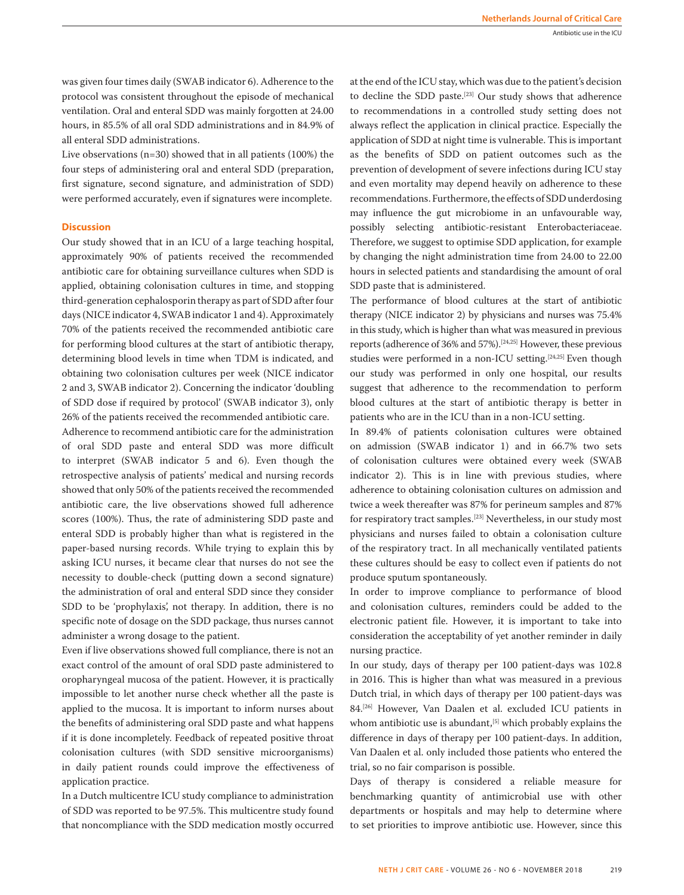was given four times daily (SWAB indicator 6). Adherence to the protocol was consistent throughout the episode of mechanical ventilation. Oral and enteral SDD was mainly forgotten at 24.00 hours, in 85.5% of all oral SDD administrations and in 84.9% of all enteral SDD administrations.

Live observations (n=30) showed that in all patients (100%) the four steps of administering oral and enteral SDD (preparation, first signature, second signature, and administration of SDD) were performed accurately, even if signatures were incomplete.

## Discussion

Our study showed that in an ICU of a large teaching hospital, approximately 90% of patients received the recommended antibiotic care for obtaining surveillance cultures when SDD is applied, obtaining colonisation cultures in time, and stopping third-generation cephalosporin therapy as part of SDD after four days (NICE indicator 4, SWAB indicator 1 and 4). Approximately 70% of the patients received the recommended antibiotic care for performing blood cultures at the start of antibiotic therapy, determining blood levels in time when TDM is indicated, and obtaining two colonisation cultures per week (NICE indicator 2 and 3, SWAB indicator 2). Concerning the indicator 'doubling of SDD dose if required by protocol' (SWAB indicator 3), only 26% of the patients received the recommended antibiotic care.

Adherence to recommend antibiotic care for the administration of oral SDD paste and enteral SDD was more difficult to interpret (SWAB indicator 5 and 6). Even though the retrospective analysis of patients' medical and nursing records showed that only 50% of the patients received the recommended antibiotic care, the live observations showed full adherence scores (100%). Thus, the rate of administering SDD paste and enteral SDD is probably higher than what is registered in the paper-based nursing records. While trying to explain this by asking ICU nurses, it became clear that nurses do not see the necessity to double-check (putting down a second signature) the administration of oral and enteral SDD since they consider SDD to be 'prophylaxis', not therapy. In addition, there is no specific note of dosage on the SDD package, thus nurses cannot administer a wrong dosage to the patient.

Even if live observations showed full compliance, there is not an exact control of the amount of oral SDD paste administered to oropharyngeal mucosa of the patient. However, it is practically impossible to let another nurse check whether all the paste is applied to the mucosa. It is important to inform nurses about the benefits of administering oral SDD paste and what happens if it is done incompletely. Feedback of repeated positive throat colonisation cultures (with SDD sensitive microorganisms) in daily patient rounds could improve the effectiveness of application practice.

In a Dutch multicentre ICU study compliance to administration of SDD was reported to be 97.5%. This multicentre study found that noncompliance with the SDD medication mostly occurred at the end of the ICU stay, which was due to the patient's decision to decline the SDD paste.[23] Our study shows that adherence to recommendations in a controlled study setting does not always reflect the application in clinical practice. Especially the application of SDD at night time is vulnerable. This is important as the benefits of SDD on patient outcomes such as the prevention of development of severe infections during ICU stay and even mortality may depend heavily on adherence to these recommendations. Furthermore, the effects of SDD underdosing may influence the gut microbiome in an unfavourable way, possibly selecting antibiotic-resistant Enterobacteriaceae. Therefore, we suggest to optimise SDD application, for example by changing the night administration time from 24.00 to 22.00 hours in selected patients and standardising the amount of oral SDD paste that is administered.

The performance of blood cultures at the start of antibiotic therapy (NICE indicator 2) by physicians and nurses was 75.4% in this study, which is higher than what was measured in previous reports (adherence of 36% and 57%).[24,25] However, these previous studies were performed in a non-ICU setting.[24,25] Even though our study was performed in only one hospital, our results suggest that adherence to the recommendation to perform blood cultures at the start of antibiotic therapy is better in patients who are in the ICU than in a non-ICU setting.

In 89.4% of patients colonisation cultures were obtained on admission (SWAB indicator 1) and in 66.7% two sets of colonisation cultures were obtained every week (SWAB indicator 2). This is in line with previous studies, where adherence to obtaining colonisation cultures on admission and twice a week thereafter was 87% for perineum samples and 87% for respiratory tract samples.[23] Nevertheless, in our study most physicians and nurses failed to obtain a colonisation culture of the respiratory tract. In all mechanically ventilated patients these cultures should be easy to collect even if patients do not produce sputum spontaneously.

In order to improve compliance to performance of blood and colonisation cultures, reminders could be added to the electronic patient file. However, it is important to take into consideration the acceptability of yet another reminder in daily nursing practice.

In our study, days of therapy per 100 patient-days was 102.8 in 2016. This is higher than what was measured in a previous Dutch trial, in which days of therapy per 100 patient-days was 84.[26] However, Van Daalen et al. excluded ICU patients in whom antibiotic use is abundant,[5] which probably explains the difference in days of therapy per 100 patient-days. In addition, Van Daalen et al. only included those patients who entered the trial, so no fair comparison is possible.

Days of therapy is considered a reliable measure for benchmarking quantity of antimicrobial use with other departments or hospitals and may help to determine where to set priorities to improve antibiotic use. However, since this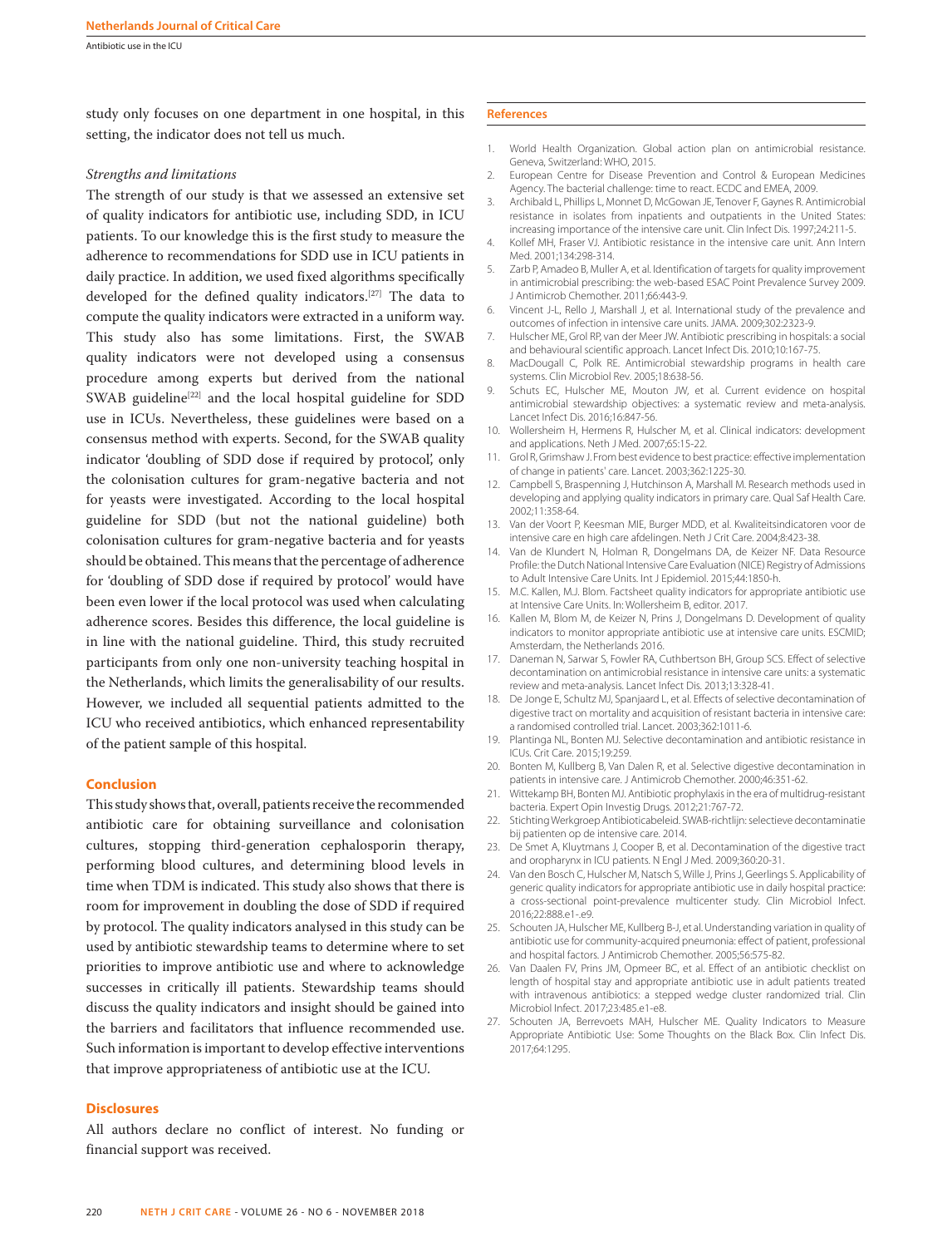study only focuses on one department in one hospital, in this setting, the indicator does not tell us much.

*Strengths and limitations*

The strength of our study is that we assessed an extensive set of quality indicators for antibiotic use, including SDD, in ICU patients. To our knowledge this is the first study to measure the adherence to recommendations for SDD use in ICU patients in daily practice. In addition, we used fixed algorithms specifically developed for the defined quality indicators.[27] The data to compute the quality indicators were extracted in a uniform way. This study also has some limitations. First, the SWAB quality indicators were not developed using a consensus procedure among experts but derived from the national SWAB guideline[22] and the local hospital guideline for SDD use in ICUs. Nevertheless, these guidelines were based on a consensus method with experts. Second, for the SWAB quality indicator 'doubling of SDD dose if required by protocol', only the colonisation cultures for gram-negative bacteria and not for yeasts were investigated. According to the local hospital guideline for SDD (but not the national guideline) both colonisation cultures for gram-negative bacteria and for yeasts should be obtained. This means that the percentage of adherence for 'doubling of SDD dose if required by protocol' would have been even lower if the local protocol was used when calculating adherence scores. Besides this difference, the local guideline is in line with the national guideline. Third, this study recruited participants from only one non-university teaching hospital in the Netherlands, which limits the generalisability of our results. However, we included all sequential patients admitted to the ICU who received antibiotics, which enhanced representability of the patient sample of this hospital.

## Conclusion

This study shows that, overall, patients receive the recommended antibiotic care for obtaining surveillance and colonisation cultures, stopping third-generation cephalosporin therapy, performing blood cultures, and determining blood levels in time when TDM is indicated. This study also shows that there is room for improvement in doubling the dose of SDD if required by protocol. The quality indicators analysed in this study can be used by antibiotic stewardship teams to determine where to set priorities to improve antibiotic use and where to acknowledge successes in critically ill patients. Stewardship teams should discuss the quality indicators and insight should be gained into the barriers and facilitators that influence recommended use. Such information is important to develop effective interventions that improve appropriateness of antibiotic use at the ICU.

## Disclosures

All authors declare no conflict of interest. No funding or financial support was received.

## References

1. World Health Organization. Global action plan on antimicrobial resistance. Geneva, Switzerland: WHO, 2015.
2. European Centre for Disease Prevention and Control & European Medicines Agency. The bacterial challenge: time to react. ECDC and EMEA, 2009.
3. Archibald L, Phillips L, Monnet D, McGowan JE, Tenover F, Gaynes R. Antimicrobial resistance in isolates from inpatients and outpatients in the United States: increasing importance of the intensive care unit. Clin Infect Dis. 1997;24:211-5.
4. Kollef MH, Fraser VJ. Antibiotic resistance in the intensive care unit. Ann Intern Med. 2001;134:298-314.
5. Zarb P, Amadeo B, Muller A, et al. Identification of targets for quality improvement in antimicrobial prescribing: the web-based ESAC Point Prevalence Survey 2009. J Antimicrob Chemother. 2011;66:443-9.
6. Vincent J-L, Rello J, Marshall J, et al. International study of the prevalence and outcomes of infection in intensive care units. JAMA. 2009;302:2323-9.
7. Hulscher ME, Grol RP, van der Meer JW. Antibiotic prescribing in hospitals: a social and behavioural scientific approach. Lancet Infect Dis. 2010;10:167-75.
8. MacDougall C, Polk RE. Antimicrobial stewardship programs in health care systems. Clin Microbiol Rev. 2005;18:638-56.
9. Schuts EC, Hulscher ME, Mouton JW, et al. Current evidence on hospital antimicrobial stewardship objectives: a systematic review and meta-analysis. Lancet Infect Dis. 2016;16:847-56.
10. Wollersheim H, Hermens R, Hulscher M, et al. Clinical indicators: development and applications. Neth J Med. 2007;65:15-22.
11. Grol R, Grimshaw J. From best evidence to best practice: effective implementation of change in patients' care. Lancet. 2003;362:1225-30.
12. Campbell S, Braspenning J, Hutchinson A, Marshall M. Research methods used in developing and applying quality indicators in primary care. Qual Saf Health Care. 2002;11:358-64.
13. Van der Voort P, Keesman MIE, Burger MDD, et al. Kwaliteitsindicatoren voor de intensive care en high care afdelingen. Neth J Crit Care. 2004;8:423-38.
14. Van de Klundert N, Holman R, Dongelmans DA, de Keizer NF. Data Resource Profile: the Dutch National Intensive Care Evaluation (NICE) Registry of Admissions to Adult Intensive Care Units. Int J Epidemiol. 2015;44:1850-h.
15. M.C. Kallen, M.J. Blom. Factsheet quality indicators for appropriate antibiotic use at Intensive Care Units. In: Wollersheim B, editor. 2017.
16. Kallen M, Blom M, de Keizer N, Prins J, Dongelmans D. Development of quality indicators to monitor appropriate antibiotic use at intensive care units. ESCMID; Amsterdam, the Netherlands 2016.
17. Daneman N, Sarwar S, Fowler RA, Cuthbertson BH, Group SCS. Effect of selective decontamination on antimicrobial resistance in intensive care units: a systematic review and meta-analysis. Lancet Infect Dis. 2013;13:328-41.
18. De Jonge E, Schultz MJ, Spanjaard L, et al. Effects of selective decontamination of digestive tract on mortality and acquisition of resistant bacteria in intensive care: a randomised controlled trial. Lancet. 2003;362:1011-6.
19. Plantinga NL, Bonten MJ. Selective decontamination and antibiotic resistance in ICUs. Crit Care. 2015;19:259.
20. Bonten M, Kullberg B, Van Dalen R, et al. Selective digestive decontamination in patients in intensive care. J Antimicrob Chemother. 2000;46:351-62.
21. Wittekamp BH, Bonten MJ. Antibiotic prophylaxis in the era of multidrug-resistant bacteria. Expert Opin Investig Drugs. 2012;21:767-72.
22. Stichting Werkgroep Antibioticabeleid. SWAB-richtlijn: selectieve decontaminatie bij patienten op de intensive care. 2014.
23. De Smet A, Kluytmans J, Cooper B, et al. Decontamination of the digestive tract and oropharynx in ICU patients. N Engl J Med. 2009;360:20-31.
24. Van den Bosch C, Hulscher M, Natsch S, Wille J, Prins J, Geerlings S. Applicability of generic quality indicators for appropriate antibiotic use in daily hospital practice: a cross-sectional point-prevalence multicenter study. Clin Microbiol Infect. 2016;22:888.e1-.e9.
25. Schouten JA, Hulscher ME, Kullberg B-J, et al. Understanding variation in quality of antibiotic use for community-acquired pneumonia: effect of patient, professional and hospital factors. J Antimicrob Chemother. 2005;56:575-82.
26. Van Daalen FV, Prins JM, Opmeer BC, et al. Effect of an antibiotic checklist on length of hospital stay and appropriate antibiotic use in adult patients treated with intravenous antibiotics: a stepped wedge cluster randomized trial. Clin Microbiol Infect. 2017;23:485.e1-e8.
27. Schouten JA, Berrevoets MAH, Hulscher ME. Quality Indicators to Measure Appropriate Antibiotic Use: Some Thoughts on the Black Box. Clin Infect Dis. 2017;64:1295.